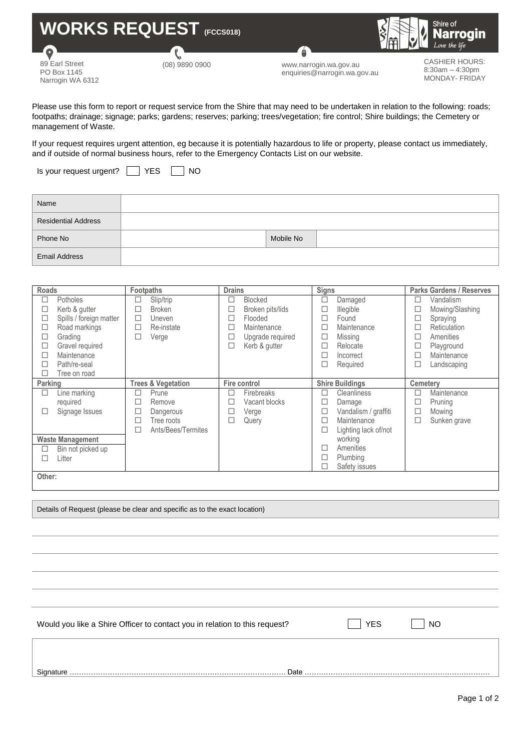# WORKS REQUEST (FCCS018)

Shire of Narrogin
*Love the life*

89 Earl Street
PO Box 1145
Narrogin WA 6312

(08) 9890 0900

www.narrogin.wa.gov.au
enquiries@narrogin.wa.gov.au

CASHIER HOURS:
8:30am – 4:30pm
MONDAY- FRIDAY

Please use this form to report or request service from the Shire that may need to be undertaken in relation to the following: roads; footpaths; drainage; signage; parks; gardens; reserves; parking; trees/vegetation; fire control; Shire buildings; the Cemetery or management of Waste.

If your request requires urgent attention, eg because it is potentially hazardous to life or property, please contact us immediately, and if outside of normal business hours, refer to the Emergency Contacts List on our website.

Is your request urgent? ☐ YES ☐ NO

| | | | |
|---|---|---|---|
| Name | | | |
| Residential Address | | | |
| Phone No | | Mobile No | |
| Email Address | | | |

| Roads | Footpaths | Drains | Signs | Parks Gardens / Reserves |
|---|---|---|---|---|
| ☐ Potholes<br>☐ Kerb & gutter<br>☐ Spills / foreign matter<br>☐ Road markings<br>☐ Grading<br>☐ Gravel required<br>☐ Maintenance<br>☐ Path/re-seal<br>☐ Tree on road | ☐ Slip/trip<br>☐ Broken<br>☐ Uneven<br>☐ Re-instate<br>☐ Verge | ☐ Blocked<br>☐ Broken pits/lids<br>☐ Flooded<br>☐ Maintenance<br>☐ Upgrade required<br>☐ Kerb & gutter | ☐ Damaged<br>☐ Illegible<br>☐ Found<br>☐ Maintenance<br>☐ Missing<br>☐ Relocate<br>☐ Incorrect<br>☐ Required | ☐ Vandalism<br>☐ Mowing/Slashing<br>☐ Spraying<br>☐ Reticulation<br>☐ Amenities<br>☐ Playground<br>☐ Maintenance<br>☐ Landscaping |
| **Parking** | **Trees & Vegetation** | **Fire control** | **Shire Buildings** | **Cemetery** |
| ☐ Line marking required<br>☐ Signage Issues<br><br>**Waste Management**<br>☐ Bin not picked up<br>☐ Litter | ☐ Prune<br>☐ Remove<br>☐ Dangerous<br>☐ Tree roots<br>☐ Ants/Bees/Termites | ☐ Firebreaks<br>☐ Vacant blocks<br>☐ Verge<br>☐ Query | ☐ Cleanliness<br>☐ Damage<br>☐ Vandalism / graffiti<br>☐ Maintenance<br>☐ Lighting lack of/not working<br>☐ Amenities<br>☐ Plumbing<br>☐ Safety issues | ☐ Maintenance<br>☐ Pruning<br>☐ Mowing<br>☐ Sunken grave |
| **Other:** | | | | |

Details of Request (please be clear and specific as to the exact location)

_______________________________________________

_______________________________________________

_______________________________________________

_______________________________________________

_______________________________________________

Would you like a Shire Officer to contact you in relation to this request? ☐ YES ☐ NO

Signature ………………………………………………………………………………. Date …………………………………………………………………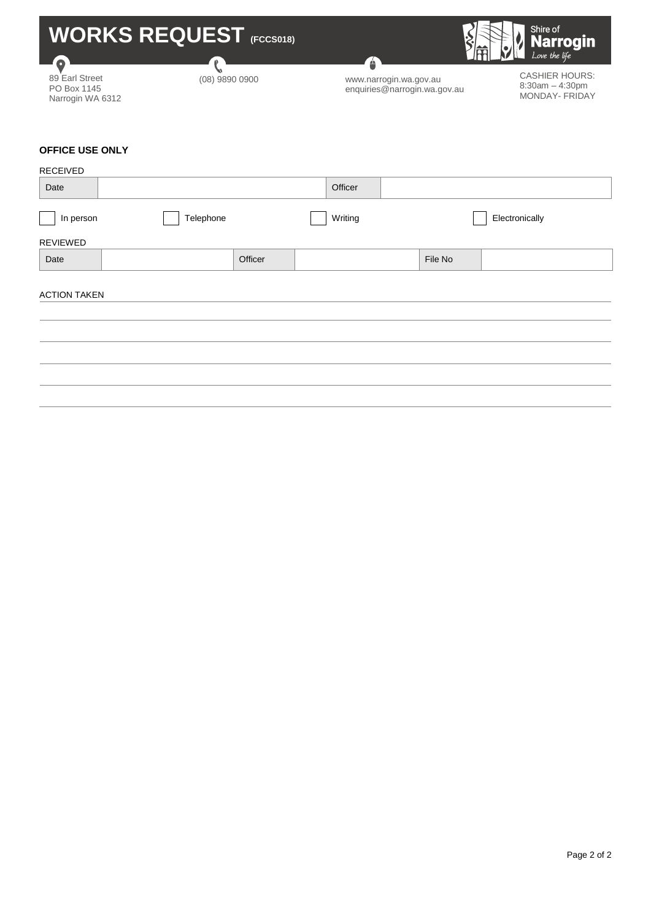# WORKS REQUEST (FCCS018)

89 Earl Street
PO Box 1145
Narrogin WA 6312

(08) 9890 0900

www.narrogin.wa.gov.au
enquiries@narrogin.wa.gov.au

CASHIER HOURS:
8:30am – 4:30pm
MONDAY- FRIDAY

Shire of Narrogin
Love the life

**OFFICE USE ONLY**

RECEIVED

| | | | |
|---|---|---|---|
| Date | | Officer | |

☐ In person ☐ Telephone ☐ Writing ☐ Electronically

REVIEWED

| | | | | | |
|---|---|---|---|---|---|
| Date | | Officer | | File No | |

ACTION TAKEN

___

___

___

___

___